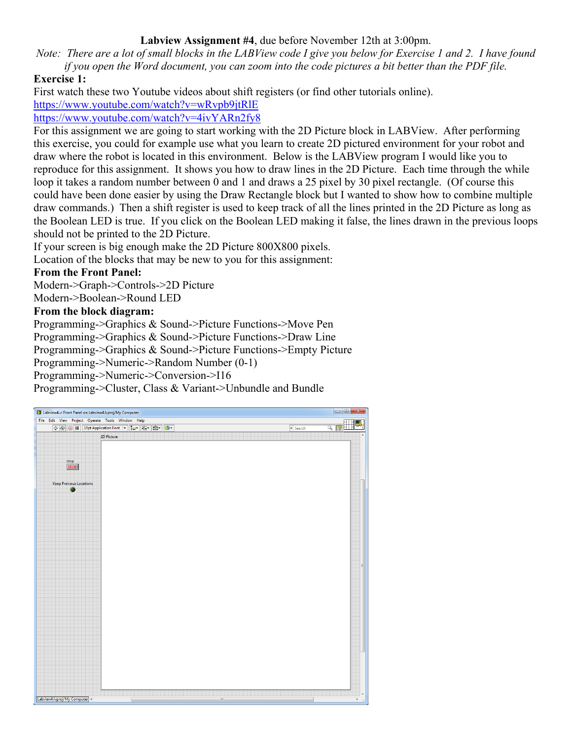**Labview Assignment #4**, due before November 12th at 3:00pm.

*Note: There are a lot of small blocks in the LABView code I give you below for Exercise 1 and 2. I have found if you open the Word document, you can zoom into the code pictures a bit better than the PDF file.*

**Exercise 1:**

First watch these two Youtube videos about shift registers (or find other tutorials online).

https://www.youtube.com/watch?v=wRvpb9jtRlE

https://www.youtube.com/watch?v=4ivYARn2fy8

For this assignment we are going to start working with the 2D Picture block in LABView. After performing this exercise, you could for example use what you learn to create 2D pictured environment for your robot and draw where the robot is located in this environment. Below is the LABView program I would like you to reproduce for this assignment. It shows you how to draw lines in the 2D Picture. Each time through the while loop it takes a random number between 0 and 1 and draws a 25 pixel by 30 pixel rectangle. (Of course this could have been done easier by using the Draw Rectangle block but I wanted to show how to combine multiple draw commands.) Then a shift register is used to keep track of all the lines printed in the 2D Picture as long as the Boolean LED is true. If you click on the Boolean LED making it false, the lines drawn in the previous loops should not be printed to the 2D Picture.

If your screen is big enough make the 2D Picture 800X800 pixels.

Location of the blocks that may be new to you for this assignment:

**From the Front Panel:**

Modern->Graph->Controls->2D Picture

Modern->Boolean->Round LED

**From the block diagram:**

Programming->Graphics & Sound->Picture Functions->Move Pen

Programming->Graphics & Sound->Picture Functions->Draw Line

Programming->Graphics & Sound->Picture Functions->Empty Picture

Programming->Numeric->Random Number (0-1)

Programming->Numeric->Conversion->I16

Programming->Cluster, Class & Variant->Unbundle and Bundle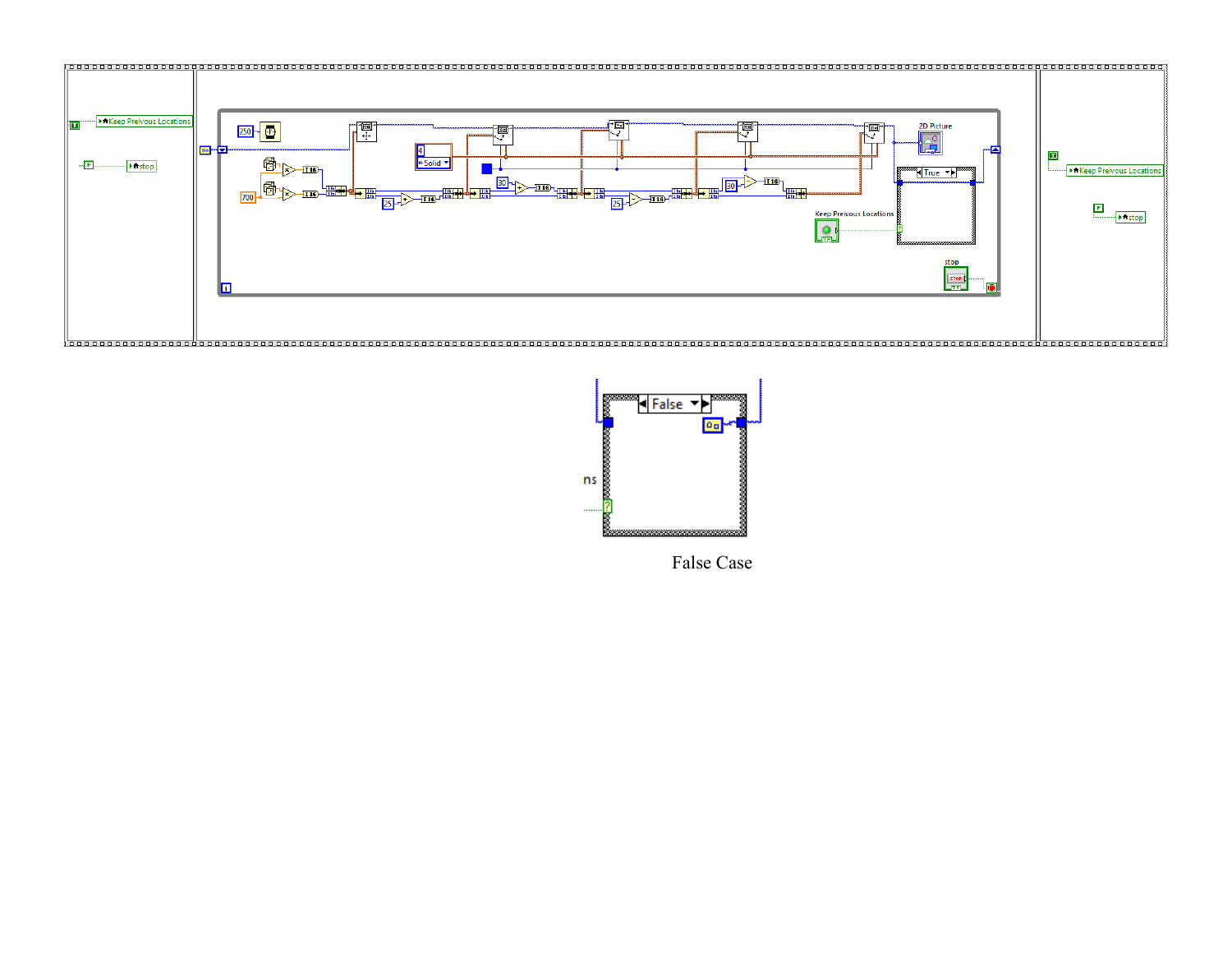False Case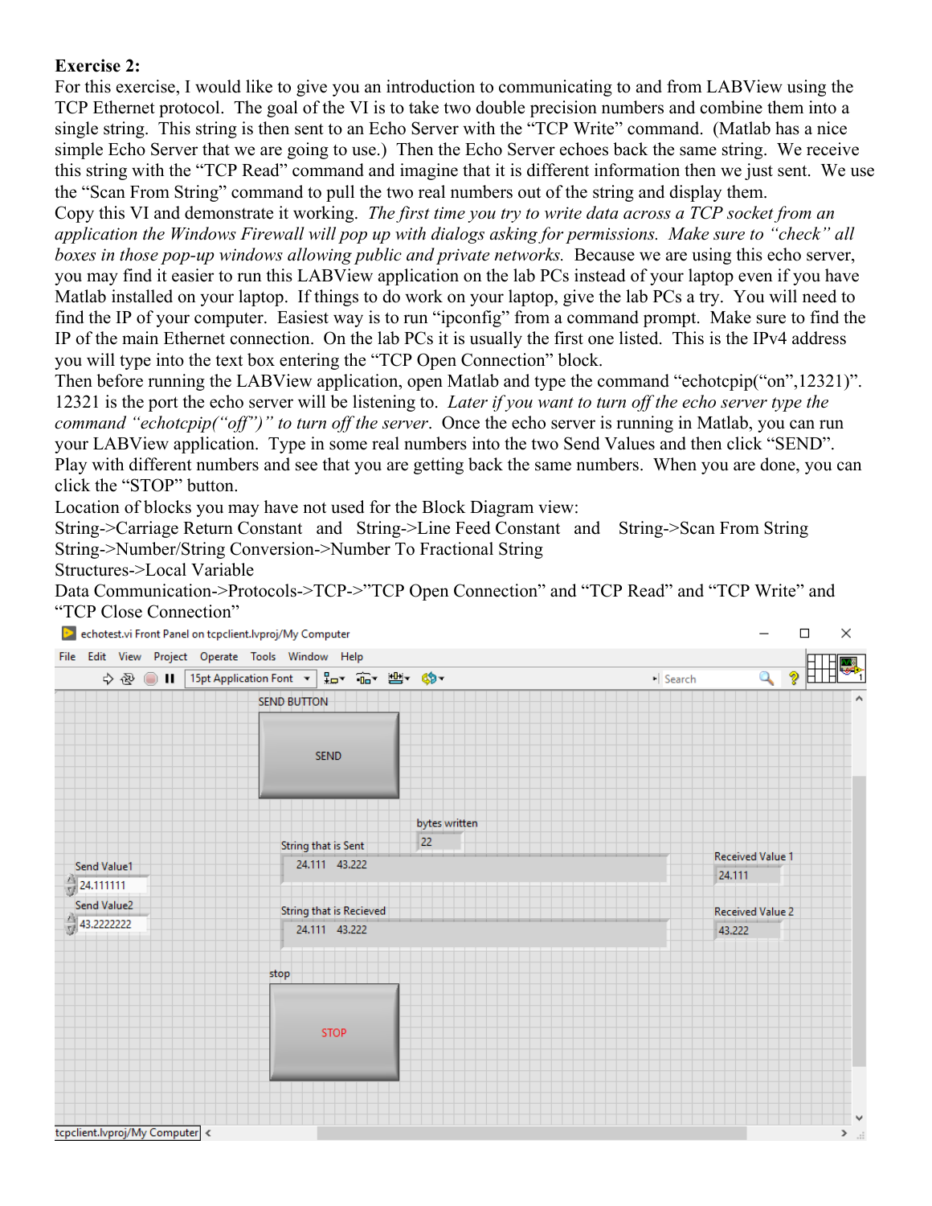**Exercise 2:**

For this exercise, I would like to give you an introduction to communicating to and from LABView using the TCP Ethernet protocol. The goal of the VI is to take two double precision numbers and combine them into a single string. This string is then sent to an Echo Server with the "TCP Write" command. (Matlab has a nice simple Echo Server that we are going to use.) Then the Echo Server echoes back the same string. We receive this string with the "TCP Read" command and imagine that it is different information then we just sent. We use the "Scan From String" command to pull the two real numbers out of the string and display them.

Copy this VI and demonstrate it working. *The first time you try to write data across a TCP socket from an application the Windows Firewall will pop up with dialogs asking for permissions. Make sure to "check" all boxes in those pop-up windows allowing public and private networks.* Because we are using this echo server, you may find it easier to run this LABView application on the lab PCs instead of your laptop even if you have Matlab installed on your laptop. If things to do work on your laptop, give the lab PCs a try. You will need to find the IP of your computer. Easiest way is to run "ipconfig" from a command prompt. Make sure to find the IP of the main Ethernet connection. On the lab PCs it is usually the first one listed. This is the IPv4 address you will type into the text box entering the "TCP Open Connection" block.

Then before running the LABView application, open Matlab and type the command "echotcpip("on",12321)". 12321 is the port the echo server will be listening to. *Later if you want to turn off the echo server type the command "echotcpip("off")" to turn off the server.* Once the echo server is running in Matlab, you can run your LABView application. Type in some real numbers into the two Send Values and then click "SEND". Play with different numbers and see that you are getting back the same numbers. When you are done, you can click the "STOP" button.

Location of blocks you may have not used for the Block Diagram view:

String->Carriage Return Constant and String->Line Feed Constant and String->Scan From String
String->Number/String Conversion->Number To Fractional String
Structures->Local Variable
Data Communication->Protocols->TCP->"TCP Open Connection" and "TCP Read" and "TCP Write" and "TCP Close Connection"

echotest.vi Front Panel on tcpclient.lvproj/My Computer

File Edit View Project Operate Tools Window Help

15pt Application Font

SEND BUTTON

SEND

bytes written: 22

String that is Sent: 24.111 43.222

Send Value1: 24.111111

Send Value2: 43.2222222

String that is Recieved: 24.111 43.222

Received Value 1: 24.111

Received Value 2: 43.222

stop

STOP

tcpclient.lvproj/My Computer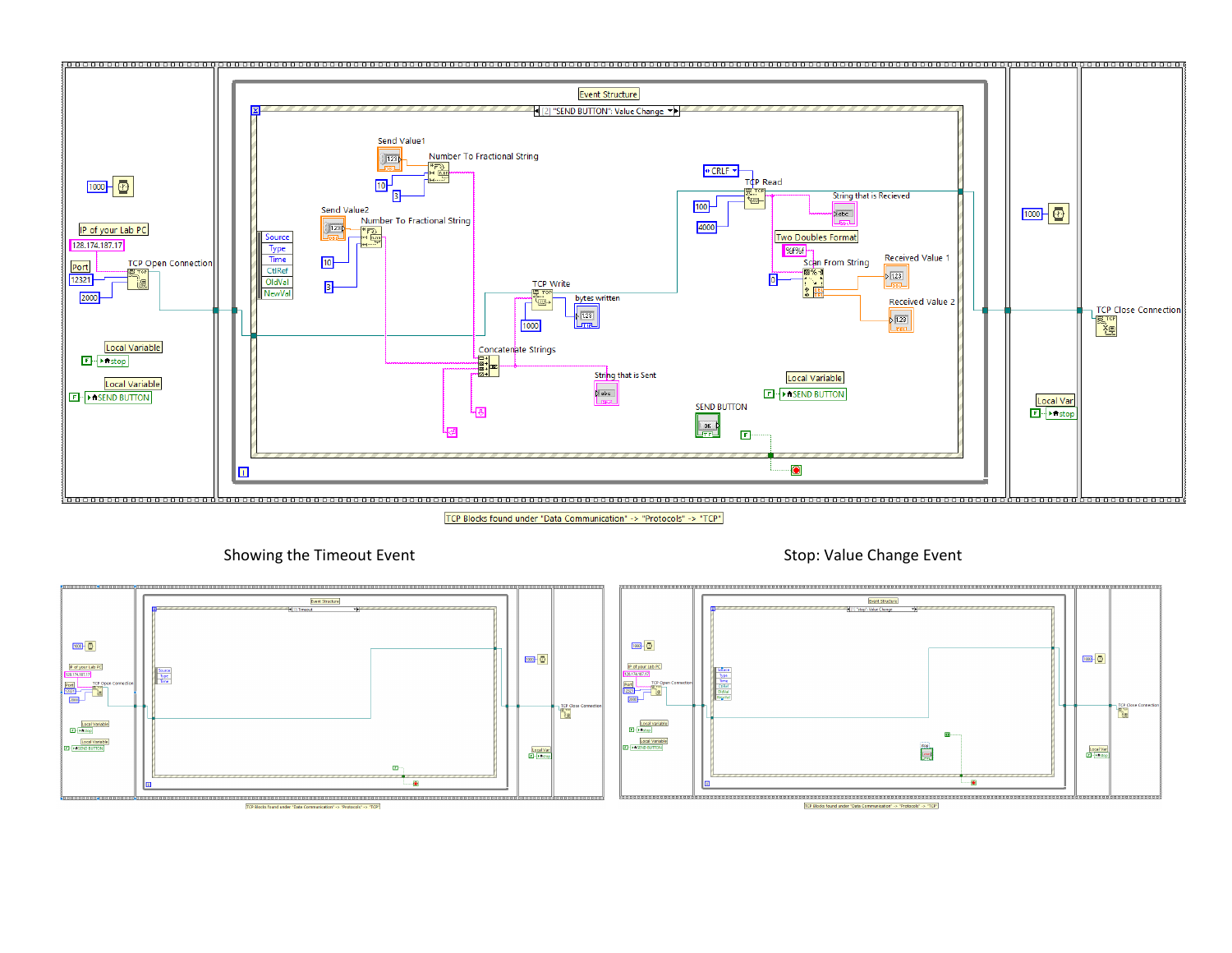Event Structure

[2] "SEND BUTTON": Value Change

Send Value1

Number To Fractional String

Send Value2

Number To Fractional String

CRLF

TCP Read

String that is Recieved

Two Doubles Format

%f%f

Scan From String

Received Value 1

Received Value 2

IP of your Lab PC

128.174.187.17

TCP Open Connection

Port

12321

2000

1000

Source

Type

Time

CtlRef

OldVal

NewVal

TCP Write

bytes written

Concatenate Strings

String that is Sent

Local Variable

stop

Local Variable

SEND BUTTON

Local Variable

SEND BUTTON

SEND BUTTON

1000

TCP Close Connection

Local Var

stop

TCP Blocks found under "Data Communication" -> "Protocols" -> "TCP"

Showing the Timeout Event

Stop: Value Change Event